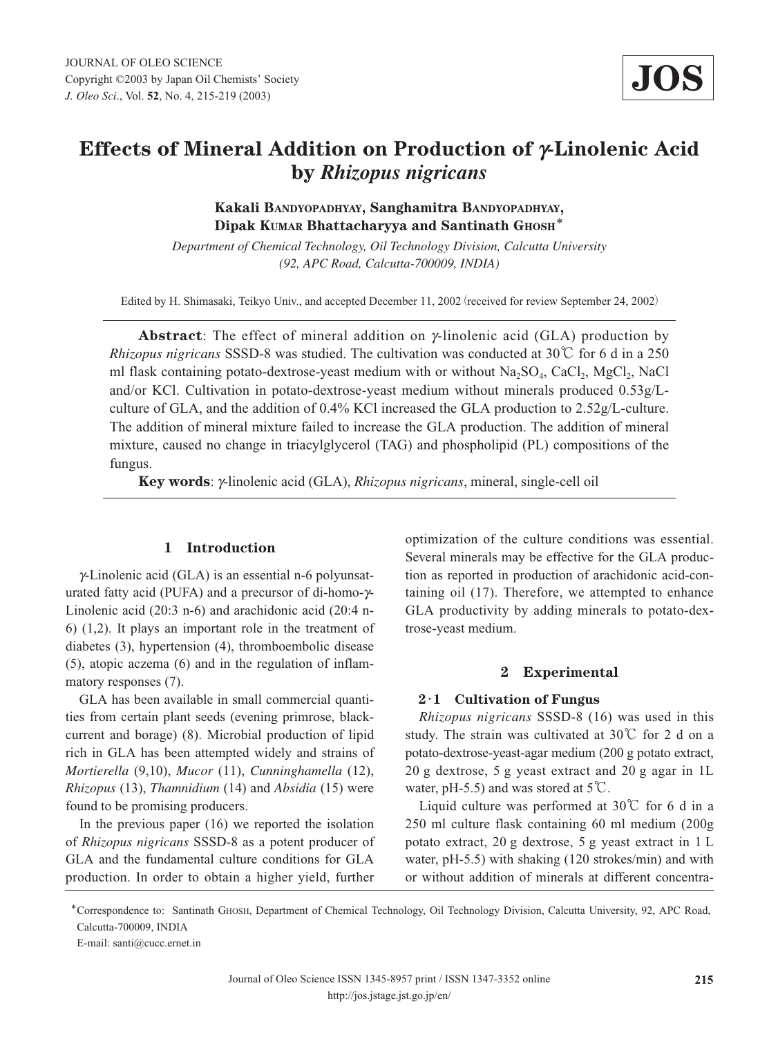# Effects of Mineral Addition on Production of γ-Linolenic Acid by *Rhizopus nigricans*

**Kakali Bandyopadhyay, Sanghamitra Bandyopadhyay, Dipak Kumar Bhattacharyya and Santinath Ghosh***

*Department of Chemical Technology, Oil Technology Division, Calcutta University (92, APC Road, Calcutta-700009, INDIA)*

Edited by H. Shimasaki, Teikyo Univ., and accepted December 11, 2002 (received for review September 24, 2002)

**Abstract**: The effect of mineral addition on γ-linolenic acid (GLA) production by *Rhizopus nigricans* SSSD-8 was studied. The cultivation was conducted at 30℃ for 6 d in a 250 ml flask containing potato-dextrose-yeast medium with or without $Na_2SO_4$, $CaCl_2$, $MgCl_2$, NaCl and/or KCl. Cultivation in potato-dextrose-yeast medium without minerals produced 0.53g/L-culture of GLA, and the addition of 0.4% KCl increased the GLA production to 2.52g/L-culture. The addition of mineral mixture failed to increase the GLA production. The addition of mineral mixture, caused no change in triacylglycerol (TAG) and phospholipid (PL) compositions of the fungus.

**Key words**: γ-linolenic acid (GLA), *Rhizopus nigricans*, mineral, single-cell oil

## 1 Introduction

γ-Linolenic acid (GLA) is an essential n-6 polyunsaturated fatty acid (PUFA) and a precursor of di-homo-γ-Linolenic acid (20:3 n-6) and arachidonic acid (20:4 n-6) (1,2). It plays an important role in the treatment of diabetes (3), hypertension (4), thromboembolic disease (5), atopic aczema (6) and in the regulation of inflammatory responses (7).

GLA has been available in small commercial quantities from certain plant seeds (evening primrose, blackcurrent and borage) (8). Microbial production of lipid rich in GLA has been attempted widely and strains of *Mortierella* (9,10), *Mucor* (11), *Cunninghamella* (12), *Rhizopus* (13), *Thamnidium* (14) and *Absidia* (15) were found to be promising producers.

In the previous paper (16) we reported the isolation of *Rhizopus nigricans* SSSD-8 as a potent producer of GLA and the fundamental culture conditions for GLA production. In order to obtain a higher yield, further optimization of the culture conditions was essential. Several minerals may be effective for the GLA production as reported in production of arachidonic acid-containing oil (17). Therefore, we attempted to enhance GLA productivity by adding minerals to potato-dextrose-yeast medium.

## 2 Experimental

### 2·1 Cultivation of Fungus

*Rhizopus nigricans* SSSD-8 (16) was used in this study. The strain was cultivated at 30℃ for 2 d on a potato-dextrose-yeast-agar medium (200 g potato extract, 20 g dextrose, 5 g yeast extract and 20 g agar in 1L water, pH-5.5) and was stored at 5℃.

Liquid culture was performed at 30℃ for 6 d in a 250 ml culture flask containing 60 ml medium (200g potato extract, 20 g dextrose, 5 g yeast extract in 1 L water, pH-5.5) with shaking (120 strokes/min) and with or without addition of minerals at different concentra-

*Correspondence to: Santinath Ghosh, Department of Chemical Technology, Oil Technology Division, Calcutta University, 92, APC Road, Calcutta-700009, INDIA
E-mail: santi@cucc.ernet.in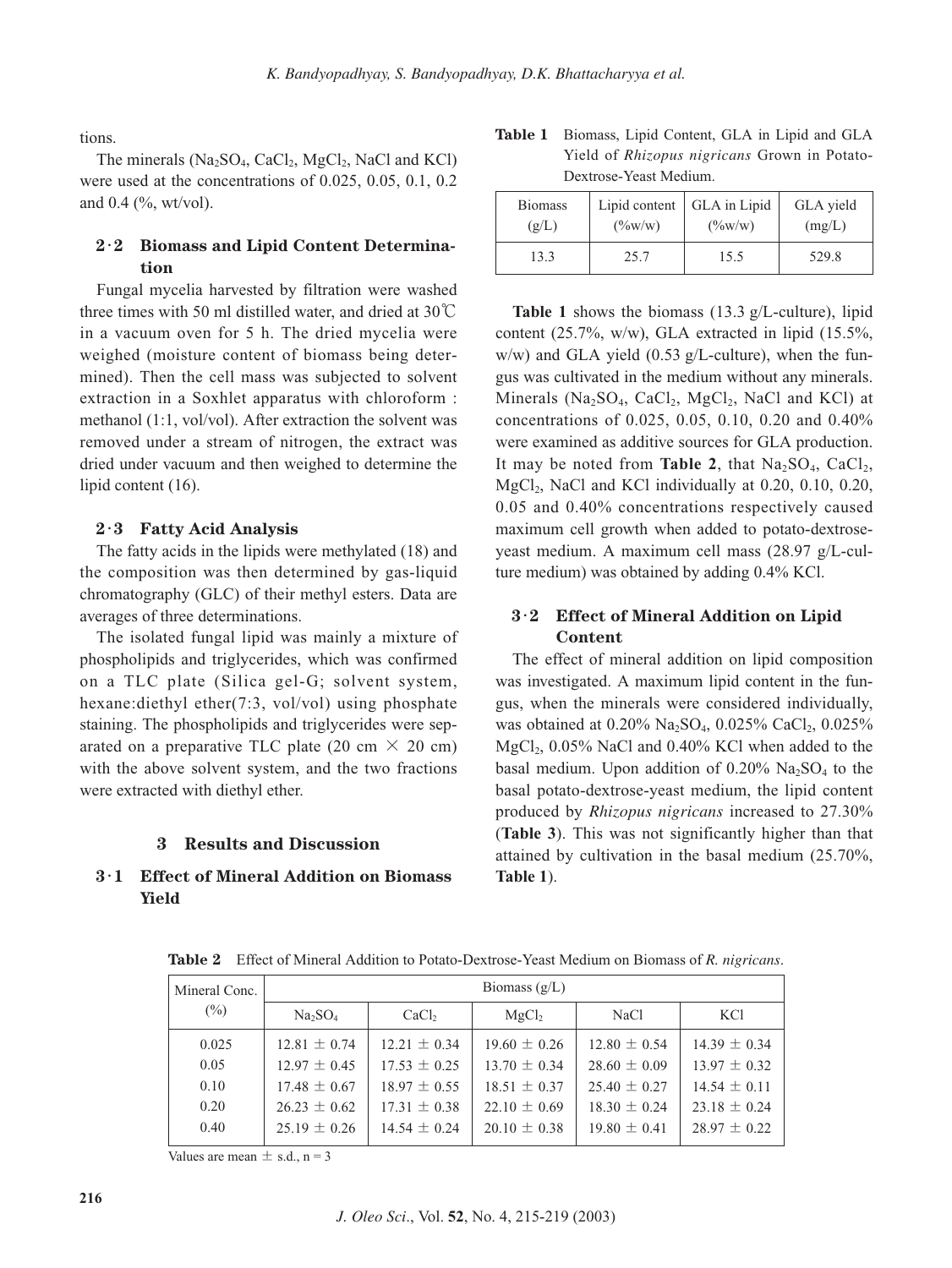tions.

The minerals ($Na_2SO_4$, $CaCl_2$, $MgCl_2$, NaCl and KCl) were used at the concentrations of 0.025, 0.05, 0.1, 0.2 and 0.4 (%, wt/vol).

### 2·2 Biomass and Lipid Content Determination

Fungal mycelia harvested by filtration were washed three times with 50 ml distilled water, and dried at 30℃ in a vacuum oven for 5 h. The dried mycelia were weighed (moisture content of biomass being determined). Then the cell mass was subjected to solvent extraction in a Soxhlet apparatus with chloroform : methanol (1:1, vol/vol). After extraction the solvent was removed under a stream of nitrogen, the extract was dried under vacuum and then weighed to determine the lipid content (16).

### 2·3 Fatty Acid Analysis

The fatty acids in the lipids were methylated (18) and the composition was then determined by gas-liquid chromatography (GLC) of their methyl esters. Data are averages of three determinations.

The isolated fungal lipid was mainly a mixture of phospholipids and triglycerides, which was confirmed on a TLC plate (Silica gel-G; solvent system, hexane:diethyl ether(7:3, vol/vol) using phosphate staining. The phospholipids and triglycerides were separated on a preparative TLC plate (20 cm × 20 cm) with the above solvent system, and the two fractions were extracted with diethyl ether.

## 3 Results and Discussion

### 3·1 Effect of Mineral Addition on Biomass Yield

**Table 1** Biomass, Lipid Content, GLA in Lipid and GLA Yield of *Rhizopus nigricans* Grown in Potato-Dextrose-Yeast Medium.

| Biomass (g/L) | Lipid content (%w/w) | GLA in Lipid (%w/w) | GLA yield (mg/L) |
|---|---|---|---|
| 13.3 | 25.7 | 15.5 | 529.8 |

**Table 1** shows the biomass (13.3 g/L-culture), lipid content (25.7%, w/w), GLA extracted in lipid (15.5%, w/w) and GLA yield (0.53 g/L-culture), when the fungus was cultivated in the medium without any minerals. Minerals ($Na_2SO_4$, $CaCl_2$, $MgCl_2$, NaCl and KCl) at concentrations of 0.025, 0.05, 0.10, 0.20 and 0.40% were examined as additive sources for GLA production. It may be noted from **Table 2**, that $Na_2SO_4$, $CaCl_2$, $MgCl_2$, NaCl and KCl individually at 0.20, 0.10, 0.20, 0.05 and 0.40% concentrations respectively caused maximum cell growth when added to potato-dextrose-yeast medium. A maximum cell mass (28.97 g/L-culture medium) was obtained by adding 0.4% KCl.

### 3·2 Effect of Mineral Addition on Lipid Content

The effect of mineral addition on lipid composition was investigated. A maximum lipid content in the fungus, when the minerals were considered individually, was obtained at 0.20% $Na_2SO_4$, 0.025% $CaCl_2$, 0.025% $MgCl_2$, 0.05% NaCl and 0.40% KCl when added to the basal medium. Upon addition of 0.20% $Na_2SO_4$ to the basal potato-dextrose-yeast medium, the lipid content produced by *Rhizopus nigricans* increased to 27.30% (**Table 3**). This was not significantly higher than that attained by cultivation in the basal medium (25.70%, **Table 1**).

**Table 2** Effect of Mineral Addition to Potato-Dextrose-Yeast Medium on Biomass of *R. nigricans*.

| Mineral Conc. (%) | Biomass (g/L) | | | | |
|---|---|---|---|---|---|
| | $Na_2SO_4$ | $CaCl_2$ | $MgCl_2$ | NaCl | KCl |
| 0.025 | 12.81 ± 0.74 | 12.21 ± 0.34 | 19.60 ± 0.26 | 12.80 ± 0.54 | 14.39 ± 0.34 |
| 0.05 | 12.97 ± 0.45 | 17.53 ± 0.25 | 13.70 ± 0.34 | 28.60 ± 0.09 | 13.97 ± 0.32 |
| 0.10 | 17.48 ± 0.67 | 18.97 ± 0.55 | 18.51 ± 0.37 | 25.40 ± 0.27 | 14.54 ± 0.11 |
| 0.20 | 26.23 ± 0.62 | 17.31 ± 0.38 | 22.10 ± 0.69 | 18.30 ± 0.24 | 23.18 ± 0.24 |
| 0.40 | 25.19 ± 0.26 | 14.54 ± 0.24 | 20.10 ± 0.38 | 19.80 ± 0.41 | 28.97 ± 0.22 |

Values are mean ± s.d., n = 3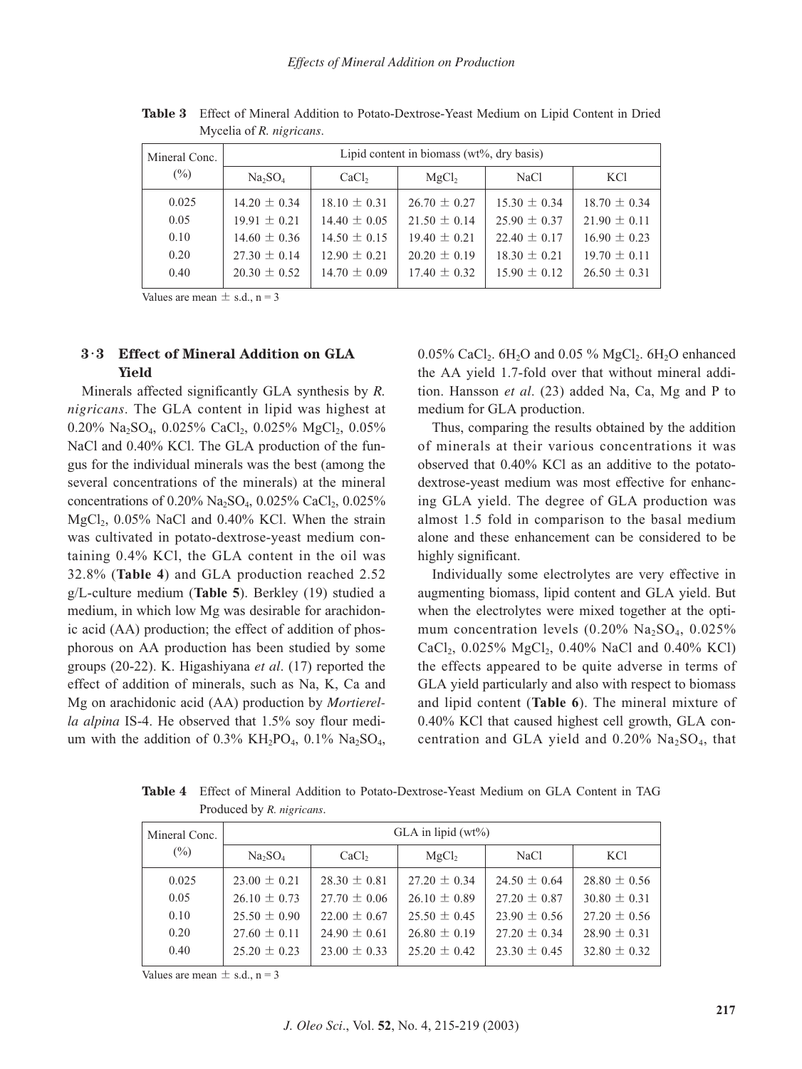**Table 3** Effect of Mineral Addition to Potato-Dextrose-Yeast Medium on Lipid Content in Dried Mycelia of *R. nigricans*.

| Mineral Conc. (%) | Lipid content in biomass (wt%, dry basis) | | | | |
|---|---|---|---|---|---|
| | $Na_2SO_4$ | $CaCl_2$ | $MgCl_2$ | NaCl | KCl |
| 0.025 | 14.20 ± 0.34 | 18.10 ± 0.31 | 26.70 ± 0.27 | 15.30 ± 0.34 | 18.70 ± 0.34 |
| 0.05 | 19.91 ± 0.21 | 14.40 ± 0.05 | 21.50 ± 0.14 | 25.90 ± 0.37 | 21.90 ± 0.11 |
| 0.10 | 14.60 ± 0.36 | 14.50 ± 0.15 | 19.40 ± 0.21 | 22.40 ± 0.17 | 16.90 ± 0.23 |
| 0.20 | 27.30 ± 0.14 | 12.90 ± 0.21 | 20.20 ± 0.19 | 18.30 ± 0.21 | 19.70 ± 0.11 |
| 0.40 | 20.30 ± 0.52 | 14.70 ± 0.09 | 17.40 ± 0.32 | 15.90 ± 0.12 | 26.50 ± 0.31 |

Values are mean ± s.d., n = 3

### 3·3 Effect of Mineral Addition on GLA Yield

Minerals affected significantly GLA synthesis by *R. nigricans*. The GLA content in lipid was highest at 0.20% $Na_2SO_4$, 0.025% $CaCl_2$, 0.025% $MgCl_2$, 0.05% NaCl and 0.40% KCl. The GLA production of the fungus for the individual minerals was the best (among the several concentrations of the minerals) at the mineral concentrations of 0.20% $Na_2SO_4$, 0.025% $CaCl_2$, 0.025% $MgCl_2$, 0.05% NaCl and 0.40% KCl. When the strain was cultivated in potato-dextrose-yeast medium containing 0.4% KCl, the GLA content in the oil was 32.8% (**Table 4**) and GLA production reached 2.52 g/L-culture medium (**Table 5**). Berkley (19) studied a medium, in which low Mg was desirable for arachidonic acid (AA) production; the effect of addition of phosphorous on AA production has been studied by some groups (20-22). K. Higashiyana *et al*. (17) reported the effect of addition of minerals, such as Na, K, Ca and Mg on arachidonic acid (AA) production by *Mortierella alpina* IS-4. He observed that 1.5% soy flour medium with the addition of 0.3% $KH_2PO_4$, 0.1% $Na_2SO_4$, 0.05% $CaCl_2.6H_2O$ and 0.05 % $MgCl_2.6H_2O$ enhanced the AA yield 1.7-fold over that without mineral addition. Hansson *et al*. (23) added Na, Ca, Mg and P to medium for GLA production.

Thus, comparing the results obtained by the addition of minerals at their various concentrations it was observed that 0.40% KCl as an additive to the potato-dextrose-yeast medium was most effective for enhancing GLA yield. The degree of GLA production was almost 1.5 fold in comparison to the basal medium alone and these enhancement can be considered to be highly significant.

Individually some electrolytes are very effective in augmenting biomass, lipid content and GLA yield. But when the electrolytes were mixed together at the optimum concentration levels (0.20% $Na_2SO_4$, 0.025% $CaCl_2$, 0.025% $MgCl_2$, 0.40% NaCl and 0.40% KCl) the effects appeared to be quite adverse in terms of GLA yield particularly and also with respect to biomass and lipid content (**Table 6**). The mineral mixture of 0.40% KCl that caused highest cell growth, GLA concentration and GLA yield and 0.20% $Na_2SO_4$, that

**Table 4** Effect of Mineral Addition to Potato-Dextrose-Yeast Medium on GLA Content in TAG Produced by *R. nigricans*.

| Mineral Conc. (%) | GLA in lipid (wt%) | | | | |
|---|---|---|---|---|---|
| | $Na_2SO_4$ | $CaCl_2$ | $MgCl_2$ | NaCl | KCl |
| 0.025 | 23.00 ± 0.21 | 28.30 ± 0.81 | 27.20 ± 0.34 | 24.50 ± 0.64 | 28.80 ± 0.56 |
| 0.05 | 26.10 ± 0.73 | 27.70 ± 0.06 | 26.10 ± 0.89 | 27.20 ± 0.87 | 30.80 ± 0.31 |
| 0.10 | 25.50 ± 0.90 | 22.00 ± 0.67 | 25.50 ± 0.45 | 23.90 ± 0.56 | 27.20 ± 0.56 |
| 0.20 | 27.60 ± 0.11 | 24.90 ± 0.61 | 26.80 ± 0.19 | 27.20 ± 0.34 | 28.90 ± 0.31 |
| 0.40 | 25.20 ± 0.23 | 23.00 ± 0.33 | 25.20 ± 0.42 | 23.30 ± 0.45 | 32.80 ± 0.32 |

Values are mean ± s.d., n = 3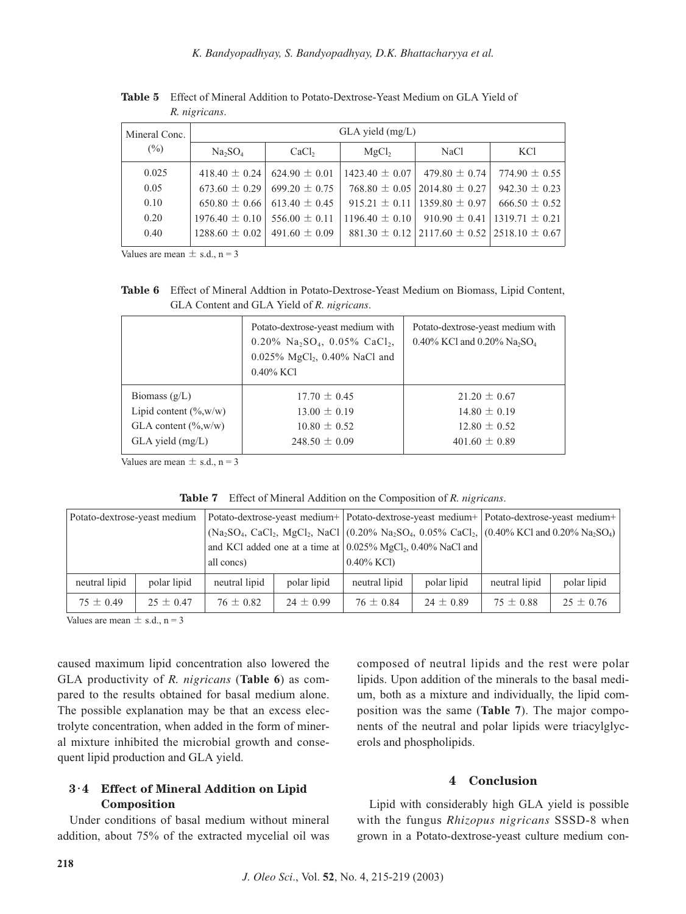**Table 5** Effect of Mineral Addition to Potato-Dextrose-Yeast Medium on GLA Yield of *R. nigricans*.

| Mineral Conc. (%) | GLA yield (mg/L) | | | | |
|---|---|---|---|---|---|
| | $Na_2SO_4$ | $CaCl_2$ | $MgCl_2$ | NaCl | KCl |
| 0.025 | 418.40 ± 0.24 | 624.90 ± 0.01 | 1423.40 ± 0.07 | 479.80 ± 0.74 | 774.90 ± 0.55 |
| 0.05 | 673.60 ± 0.29 | 699.20 ± 0.75 | 768.80 ± 0.05 | 2014.80 ± 0.27 | 942.30 ± 0.23 |
| 0.10 | 650.80 ± 0.66 | 613.40 ± 0.45 | 915.21 ± 0.11 | 1359.80 ± 0.97 | 666.50 ± 0.52 |
| 0.20 | 1976.40 ± 0.10 | 556.00 ± 0.11 | 1196.40 ± 0.10 | 910.90 ± 0.41 | 1319.71 ± 0.21 |
| 0.40 | 1288.60 ± 0.02 | 491.60 ± 0.09 | 881.30 ± 0.12 | 2117.60 ± 0.52 | 2518.10 ± 0.67 |

Values are mean ± s.d., n = 3

**Table 6** Effect of Mineral Addtion in Potato-Dextrose-Yeast Medium on Biomass, Lipid Content, GLA Content and GLA Yield of *R. nigricans*.

| | Potato-dextrose-yeast medium with 0.20% $Na_2SO_4$, 0.05% $CaCl_2$, 0.025% $MgCl_2$, 0.40% NaCl and 0.40% KCl | Potato-dextrose-yeast medium with 0.40% KCl and 0.20% $Na_2SO_4$ |
|---|---|---|
| Biomass (g/L) | 17.70 ± 0.45 | 21.20 ± 0.67 |
| Lipid content (%,w/w) | 13.00 ± 0.19 | 14.80 ± 0.19 |
| GLA content (%,w/w) | 10.80 ± 0.52 | 12.80 ± 0.52 |
| GLA yield (mg/L) | 248.50 ± 0.09 | 401.60 ± 0.89 |

Values are mean ± s.d., n = 3

**Table 7** Effect of Mineral Addition on the Composition of *R. nigricans*.

| Potato-dextrose-yeast medium | | Potato-dextrose-yeast medium+ ($Na_2SO_4$, $CaCl_2$, $MgCl_2$, NaCl and KCl added one at a time at all concs) | | Potato-dextrose-yeast medium+ (0.20% $Na_2SO_4$, 0.05% $CaCl_2$, 0.025% $MgCl_2$, 0.40% NaCl and 0.40% KCl) | | Potato-dextrose-yeast medium+ (0.40% KCl and 0.20% $Na_2SO_4$) | |
|---|---|---|---|---|---|---|---|
| neutral lipid | polar lipid | neutral lipid | polar lipid | neutral lipid | polar lipid | neutral lipid | polar lipid |
| 75 ± 0.49 | 25 ± 0.47 | 76 ± 0.82 | 24 ± 0.99 | 76 ± 0.84 | 24 ± 0.89 | 75 ± 0.88 | 25 ± 0.76 |

Values are mean ± s.d., n = 3

caused maximum lipid concentration also lowered the GLA productivity of *R. nigricans* (**Table 6**) as compared to the results obtained for basal medium alone. The possible explanation may be that an excess electrolyte concentration, when added in the form of mineral mixture inhibited the microbial growth and consequent lipid production and GLA yield.

### 3·4 Effect of Mineral Addition on Lipid Composition

Under conditions of basal medium without mineral addition, about 75% of the extracted mycelial oil was composed of neutral lipids and the rest were polar lipids. Upon addition of the minerals to the basal medium, both as a mixture and individually, the lipid composition was the same (**Table 7**). The major components of the neutral and polar lipids were triacylglycerols and phospholipids.

## 4 Conclusion

Lipid with considerably high GLA yield is possible with the fungus *Rhizopus nigricans* SSSD-8 when grown in a Potato-dextrose-yeast culture medium con-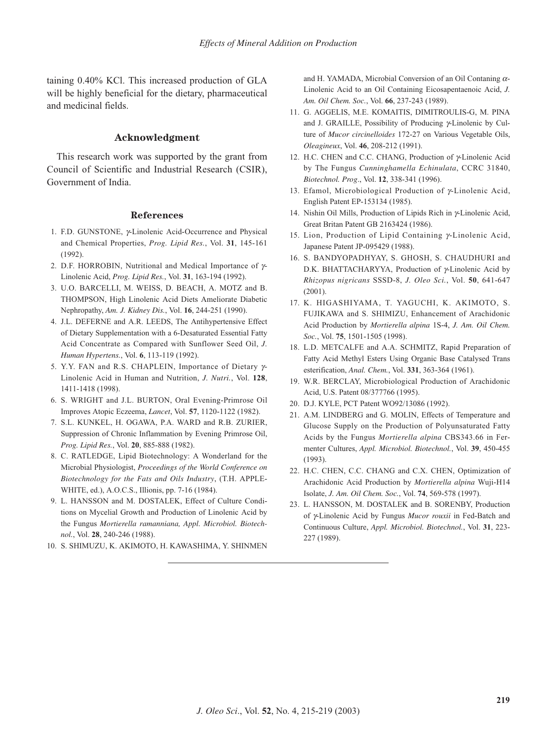taining 0.40% KCl. This increased production of GLA will be highly beneficial for the dietary, pharmaceutical and medicinal fields.

## Acknowledgment

This research work was supported by the grant from Council of Scientific and Industrial Research (CSIR), Government of India.

## References

1. F.D. GUNSTONE, γ-Linolenic Acid-Occurrence and Physical and Chemical Properties, *Prog. Lipid Res.*, Vol. **31**, 145-161 (1992).
2. D.F. HORROBIN, Nutritional and Medical Importance of γ-Linolenic Acid, *Prog. Lipid Res.*, Vol. **31**, 163-194 (1992).
3. U.O. BARCELLI, M. WEISS, D. BEACH, A. MOTZ and B. THOMPSON, High Linolenic Acid Diets Ameliorate Diabetic Nephropathy, *Am. J. Kidney Dis.*, Vol. **16**, 244-251 (1990).
4. J.L. DEFERNE and A.R. LEEDS, The Antihypertensive Effect of Dietary Supplementation with a 6-Desaturated Essential Fatty Acid Concentrate as Compared with Sunflower Seed Oil, *J. Human Hypertens.*, Vol. **6**, 113-119 (1992).
5. Y.Y. FAN and R.S. CHAPLEIN, Importance of Dietary γ-Linolenic Acid in Human and Nutrition, *J. Nutri.*, Vol. **128**, 1411-1418 (1998).
6. S. WRIGHT and J.L. BURTON, Oral Evening-Primrose Oil Improves Atopic Eczeema, *Lancet*, Vol. **57**, 1120-1122 (1982).
7. S.L. KUNKEL, H. OGAWA, P.A. WARD and R.B. ZURIER, Suppression of Chronic Inflammation by Evening Primrose Oil, *Prog. Lipid Res.*, Vol. **20**, 885-888 (1982).
8. C. RATLEDGE, Lipid Biotechnology: A Wonderland for the Microbial Physiologist, *Proceedings of the World Conference on Biotechnology for the Fats and Oils Industry*, (T.H. APPLEWHITE, ed.), A.O.C.S., Illionis, pp. 7-16 (1984).
9. L. HANSSON and M. DOSTALEK, Effect of Culture Conditions on Mycelial Growth and Production of Linolenic Acid by the Fungus *Mortierella ramanniana, Appl. Microbiol. Biotechnol.*, Vol. **28**, 240-246 (1988).
10. S. SHIMUZU, K. AKIMOTO, H. KAWASHIMA, Y. SHINMEN and H. YAMADA, Microbial Conversion of an Oil Contaning α-Linolenic Acid to an Oil Containing Eicosapentaenoic Acid, *J. Am. Oil Chem. Soc.*, Vol. **66**, 237-243 (1989).
11. G. AGGELIS, M.E. KOMAITIS, DIMITROULIS-G, M. PINA and J. GRAILLE, Possibility of Producing γ-Linolenic by Culture of *Mucor circinelloides* 172-27 on Various Vegetable Oils, *Oleagineux*, Vol. **46**, 208-212 (1991).
12. H.C. CHEN and C.C. CHANG, Production of γ-Linolenic Acid by The Fungus *Cunninghamella Echinulata*, CCRC 31840, *Biotechnol. Prog*., Vol. **12**, 338-341 (1996).
13. Efamol, Microbiological Production of γ-Linolenic Acid, English Patent EP-153134 (1985).
14. Nishin Oil Mills, Production of Lipids Rich in γ-Linolenic Acid, Great Britan Patent GB 2163424 (1986).
15. Lion, Production of Lipid Containing γ-Linolenic Acid, Japanese Patent JP-095429 (1988).
16. S. BANDYOPADHYAY, S. GHOSH, S. CHAUDHURI and D.K. BHATTACHARYYA, Production of γ-Linolenic Acid by *Rhizopus nigricans* SSSD-8, *J. Oleo Sci.*, Vol. **50**, 641-647 (2001).
17. K. HIGASHIYAMA, T. YAGUCHI, K. AKIMOTO, S. FUJIKAWA and S. SHIMIZU, Enhancement of Arachidonic Acid Production by *Mortierella alpina* 1S-4, *J. Am. Oil Chem. Soc.*, Vol. **75**, 1501-1505 (1998).
18. L.D. METCALFE and A.A. SCHMITZ, Rapid Preparation of Fatty Acid Methyl Esters Using Organic Base Catalysed Trans esterification, *Anal. Chem.*, Vol. **331**, 363-364 (1961).
19. W.R. BERCLAY, Microbiological Production of Arachidonic Acid, U.S. Patent 08/377766 (1995).
20. D.J. KYLE, PCT Patent WO92/13086 (1992).
21. A.M. LINDBERG and G. MOLIN, Effects of Temperature and Glucose Supply on the Production of Polyunsaturated Fatty Acids by the Fungus *Mortierella alpina* CBS343.66 in Fermenter Cultures, *Appl. Microbiol. Biotechnol.*, Vol. **39**, 450-455 (1993).
22. H.C. CHEN, C.C. CHANG and C.X. CHEN, Optimization of Arachidonic Acid Production by *Mortierella alpina* Wuji-H14 Isolate, *J. Am. Oil Chem. Soc.*, Vol. **74**, 569-578 (1997).
23. L. HANSSON, M. DOSTALEK and B. SORENBY, Production of γ-Linolenic Acid by Fungus *Mucor rouxii* in Fed-Batch and Continuous Culture, *Appl. Microbiol. Biotechnol.*, Vol. **31**, 223-227 (1989).